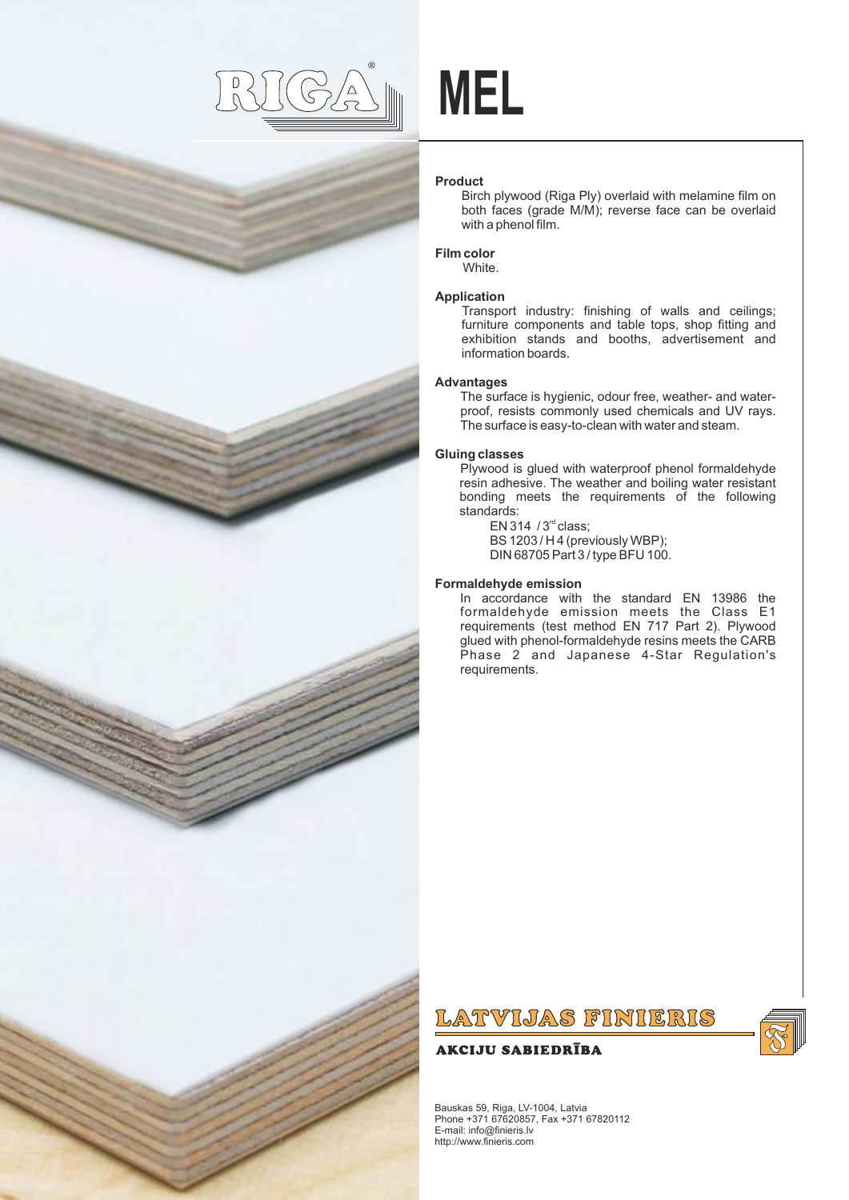# RIGA® MEL

**Product**

Birch plywood (Riga Ply) overlaid with melamine film on both faces (grade M/M); reverse face can be overlaid with a phenol film.

**Film color**

White.

**Application**

Transport industry: finishing of walls and ceilings; furniture components and table tops, shop fitting and exhibition stands and booths, advertisement and information boards.

**Advantages**

The surface is hygienic, odour free, weather- and water-proof, resists commonly used chemicals and UV rays. The surface is easy-to-clean with water and steam.

**Gluing classes**

Plywood is glued with waterproof phenol formaldehyde resin adhesive. The weather and boiling water resistant bonding meets the requirements of the following standards:

EN 314 / 3rd class;
BS 1203 / H 4 (previously WBP);
DIN 68705 Part 3 / type BFU 100.

**Formaldehyde emission**

In accordance with the standard EN 13986 the formaldehyde emission meets the Class E1 requirements (test method EN 717 Part 2). Plywood glued with phenol-formaldehyde resins meets the CARB Phase 2 and Japanese 4-Star Regulation's requirements.

LATVIJAS FINIERIS
AKCIJU SABIEDRĪBA

Bauskas 59, Riga, LV-1004, Latvia
Phone +371 67620857, Fax +371 67820112
E-mail: info@finieris.lv
http://www.finieris.com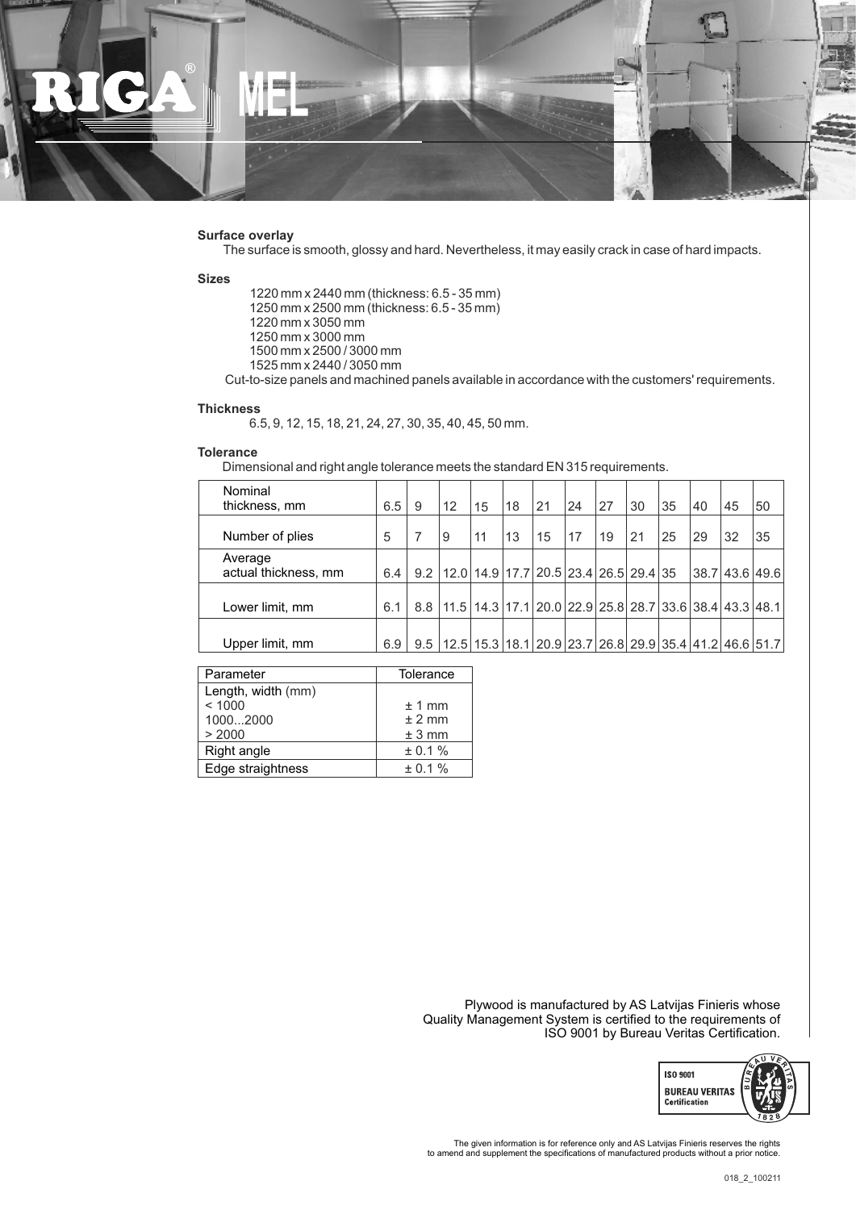# RIGA® MEL

**Surface overlay**

The surface is smooth, glossy and hard. Nevertheless, it may easily crack in case of hard impacts.

**Sizes**

1220 mm x 2440 mm (thickness: 6.5 - 35 mm)
1250 mm x 2500 mm (thickness: 6.5 - 35 mm)
1220 mm x 3050 mm
1250 mm x 3000 mm
1500 mm x 2500 / 3000 mm
1525 mm x 2440 / 3050 mm

Cut-to-size panels and machined panels available in accordance with the customers' requirements.

**Thickness**

6.5, 9, 12, 15, 18, 21, 24, 27, 30, 35, 40, 45, 50 mm.

**Tolerance**

Dimensional and right angle tolerance meets the standard EN 315 requirements.

| Nominal thickness, mm | 6.5 | 9 | 12 | 15 | 18 | 21 | 24 | 27 | 30 | 35 | 40 | 45 | 50 |
|---|---|---|---|---|---|---|---|---|---|---|---|---|---|
| Number of plies | 5 | 7 | 9 | 11 | 13 | 15 | 17 | 19 | 21 | 25 | 29 | 32 | 35 |
| Average actual thickness, mm | 6.4 | 9.2 | 12.0 | 14.9 | 17.7 | 20.5 | 23.4 | 26.5 | 29.4 | 35 | 38.7 | 43.6 | 49.6 |
| Lower limit, mm | 6.1 | 8.8 | 11.5 | 14.3 | 17.1 | 20.0 | 22.9 | 25.8 | 28.7 | 33.6 | 38.4 | 43.3 | 48.1 |
| Upper limit, mm | 6.9 | 9.5 | 12.5 | 15.3 | 18.1 | 20.9 | 23.7 | 26.8 | 29.9 | 35.4 | 41.2 | 46.6 | 51.7 |

| Parameter | Tolerance |
|---|---|
| Length, width (mm) | |
| < 1000 | ± 1 mm |
| 1000...2000 | ± 2 mm |
| > 2000 | ± 3 mm |
| Right angle | ± 0.1 % |
| Edge straightness | ± 0.1 % |

Plywood is manufactured by AS Latvijas Finieris whose Quality Management System is certified to the requirements of ISO 9001 by Bureau Veritas Certification.

ISO 9001
BUREAU VERITAS
Certification

The given information is for reference only and AS Latvijas Finieris reserves the rights to amend and supplement the specifications of manufactured products without a prior notice.

018_2_100211